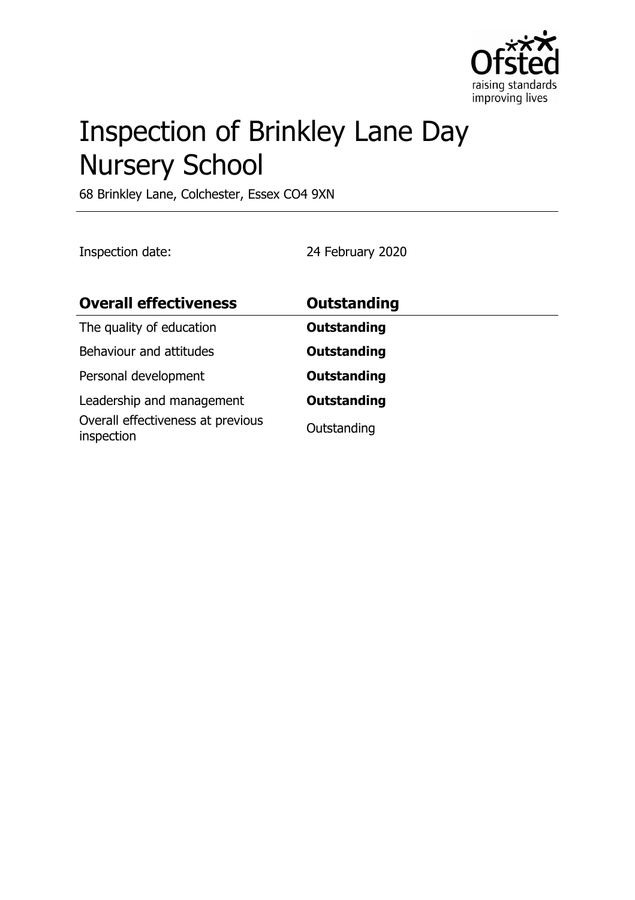# Inspection of Brinkley Lane Day Nursery School

68 Brinkley Lane, Colchester, Essex CO4 9XN

Inspection date: 24 February 2020

| **Overall effectiveness** | **Outstanding** |
| --- | --- |
| The quality of education | **Outstanding** |
| Behaviour and attitudes | **Outstanding** |
| Personal development | **Outstanding** |
| Leadership and management | **Outstanding** |
| Overall effectiveness at previous inspection | Outstanding |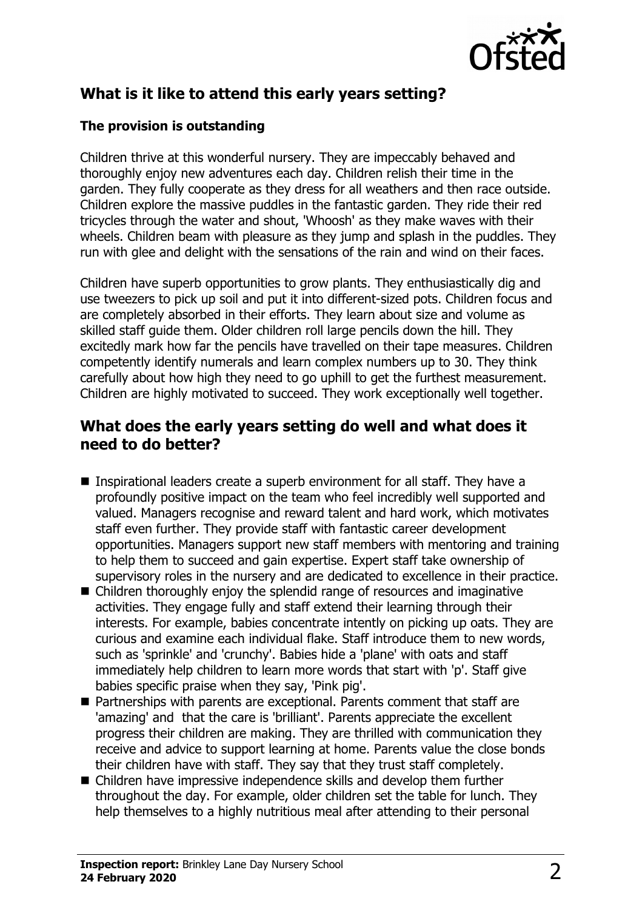## What is it like to attend this early years setting?

### The provision is outstanding

Children thrive at this wonderful nursery. They are impeccably behaved and thoroughly enjoy new adventures each day. Children relish their time in the garden. They fully cooperate as they dress for all weathers and then race outside. Children explore the massive puddles in the fantastic garden. They ride their red tricycles through the water and shout, 'Whoosh' as they make waves with their wheels. Children beam with pleasure as they jump and splash in the puddles. They run with glee and delight with the sensations of the rain and wind on their faces.

Children have superb opportunities to grow plants. They enthusiastically dig and use tweezers to pick up soil and put it into different-sized pots. Children focus and are completely absorbed in their efforts. They learn about size and volume as skilled staff guide them. Older children roll large pencils down the hill. They excitedly mark how far the pencils have travelled on their tape measures. Children competently identify numerals and learn complex numbers up to 30. They think carefully about how high they need to go uphill to get the furthest measurement. Children are highly motivated to succeed. They work exceptionally well together.

## What does the early years setting do well and what does it need to do better?

- Inspirational leaders create a superb environment for all staff. They have a profoundly positive impact on the team who feel incredibly well supported and valued. Managers recognise and reward talent and hard work, which motivates staff even further. They provide staff with fantastic career development opportunities. Managers support new staff members with mentoring and training to help them to succeed and gain expertise. Expert staff take ownership of supervisory roles in the nursery and are dedicated to excellence in their practice.
- Children thoroughly enjoy the splendid range of resources and imaginative activities. They engage fully and staff extend their learning through their interests. For example, babies concentrate intently on picking up oats. They are curious and examine each individual flake. Staff introduce them to new words, such as 'sprinkle' and 'crunchy'. Babies hide a 'plane' with oats and staff immediately help children to learn more words that start with 'p'. Staff give babies specific praise when they say, 'Pink pig'.
- Partnerships with parents are exceptional. Parents comment that staff are 'amazing' and that the care is 'brilliant'. Parents appreciate the excellent progress their children are making. They are thrilled with communication they receive and advice to support learning at home. Parents value the close bonds their children have with staff. They say that they trust staff completely.
- Children have impressive independence skills and develop them further throughout the day. For example, older children set the table for lunch. They help themselves to a highly nutritious meal after attending to their personal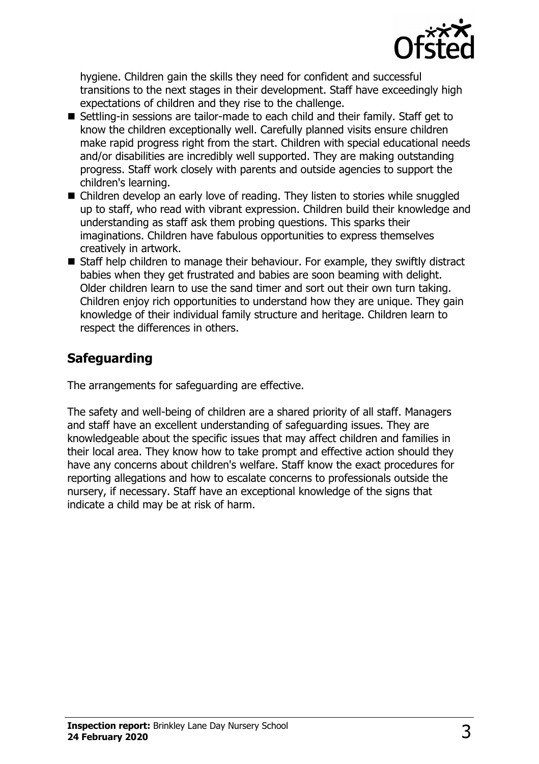hygiene. Children gain the skills they need for confident and successful transitions to the next stages in their development. Staff have exceedingly high expectations of children and they rise to the challenge.

- Settling-in sessions are tailor-made to each child and their family. Staff get to know the children exceptionally well. Carefully planned visits ensure children make rapid progress right from the start. Children with special educational needs and/or disabilities are incredibly well supported. They are making outstanding progress. Staff work closely with parents and outside agencies to support the children's learning.
- Children develop an early love of reading. They listen to stories while snuggled up to staff, who read with vibrant expression. Children build their knowledge and understanding as staff ask them probing questions. This sparks their imaginations. Children have fabulous opportunities to express themselves creatively in artwork.
- Staff help children to manage their behaviour. For example, they swiftly distract babies when they get frustrated and babies are soon beaming with delight. Older children learn to use the sand timer and sort out their own turn taking. Children enjoy rich opportunities to understand how they are unique. They gain knowledge of their individual family structure and heritage. Children learn to respect the differences in others.

## Safeguarding

The arrangements for safeguarding are effective.

The safety and well-being of children are a shared priority of all staff. Managers and staff have an excellent understanding of safeguarding issues. They are knowledgeable about the specific issues that may affect children and families in their local area. They know how to take prompt and effective action should they have any concerns about children's welfare. Staff know the exact procedures for reporting allegations and how to escalate concerns to professionals outside the nursery, if necessary. Staff have an exceptional knowledge of the signs that indicate a child may be at risk of harm.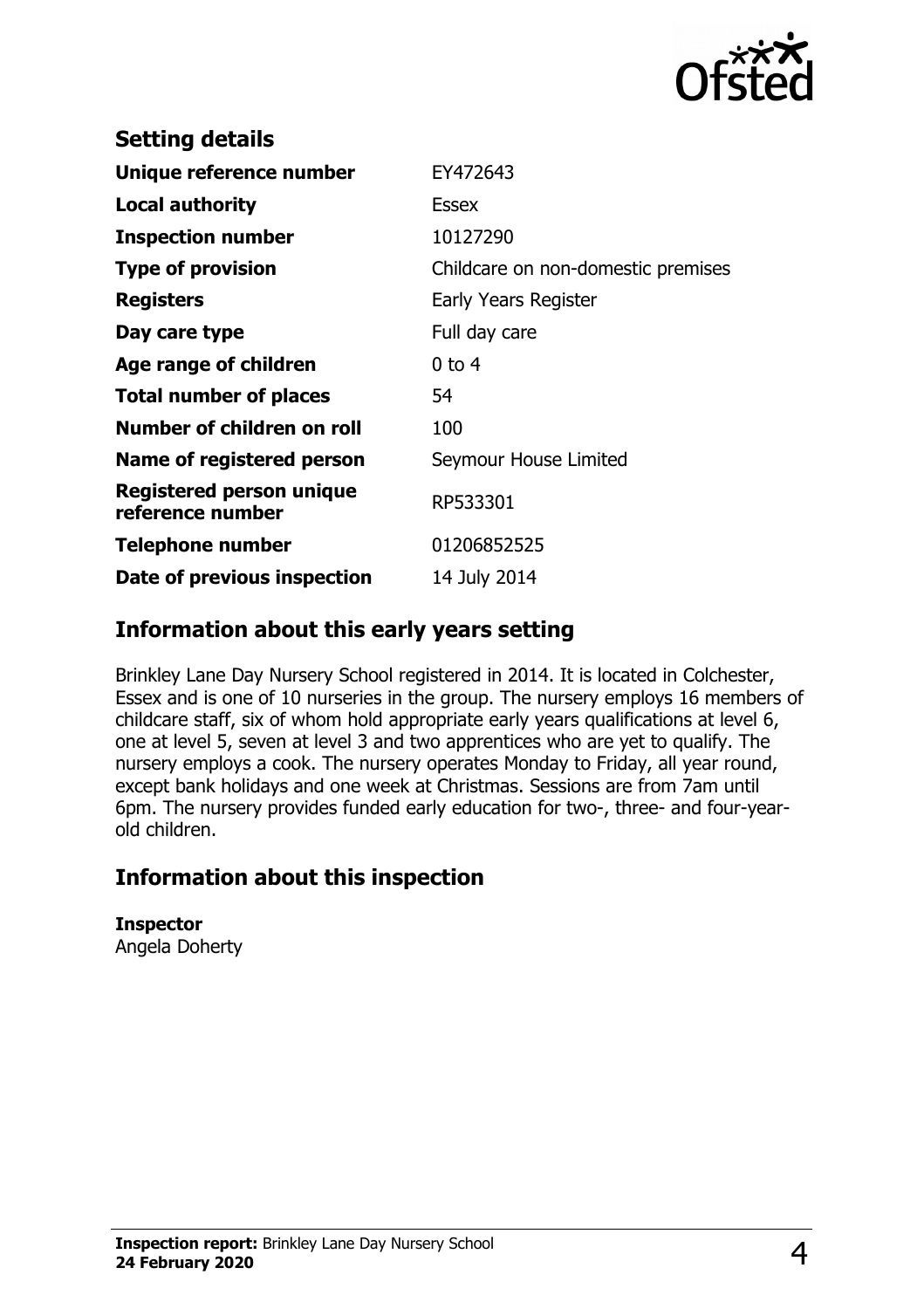## Setting details

| | |
|---|---|
| **Unique reference number** | EY472643 |
| **Local authority** | Essex |
| **Inspection number** | 10127290 |
| **Type of provision** | Childcare on non-domestic premises |
| **Registers** | Early Years Register |
| **Day care type** | Full day care |
| **Age range of children** | 0 to 4 |
| **Total number of places** | 54 |
| **Number of children on roll** | 100 |
| **Name of registered person** | Seymour House Limited |
| **Registered person unique reference number** | RP533301 |
| **Telephone number** | 01206852525 |
| **Date of previous inspection** | 14 July 2014 |

## Information about this early years setting

Brinkley Lane Day Nursery School registered in 2014. It is located in Colchester, Essex and is one of 10 nurseries in the group. The nursery employs 16 members of childcare staff, six of whom hold appropriate early years qualifications at level 6, one at level 5, seven at level 3 and two apprentices who are yet to qualify. The nursery employs a cook. The nursery operates Monday to Friday, all year round, except bank holidays and one week at Christmas. Sessions are from 7am until 6pm. The nursery provides funded early education for two-, three- and four-year-old children.

## Information about this inspection

**Inspector**
Angela Doherty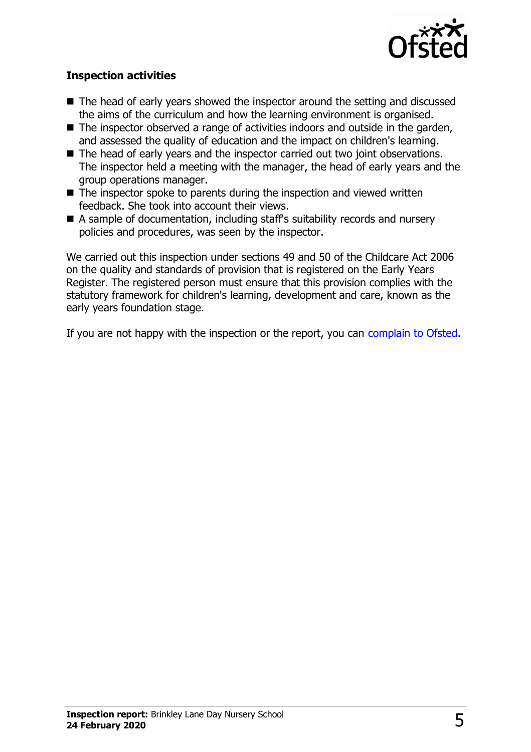### Inspection activities

- The head of early years showed the inspector around the setting and discussed the aims of the curriculum and how the learning environment is organised.
- The inspector observed a range of activities indoors and outside in the garden, and assessed the quality of education and the impact on children's learning.
- The head of early years and the inspector carried out two joint observations. The inspector held a meeting with the manager, the head of early years and the group operations manager.
- The inspector spoke to parents during the inspection and viewed written feedback. She took into account their views.
- A sample of documentation, including staff's suitability records and nursery policies and procedures, was seen by the inspector.

We carried out this inspection under sections 49 and 50 of the Childcare Act 2006 on the quality and standards of provision that is registered on the Early Years Register. The registered person must ensure that this provision complies with the statutory framework for children's learning, development and care, known as the early years foundation stage.

If you are not happy with the inspection or the report, you can complain to Ofsted.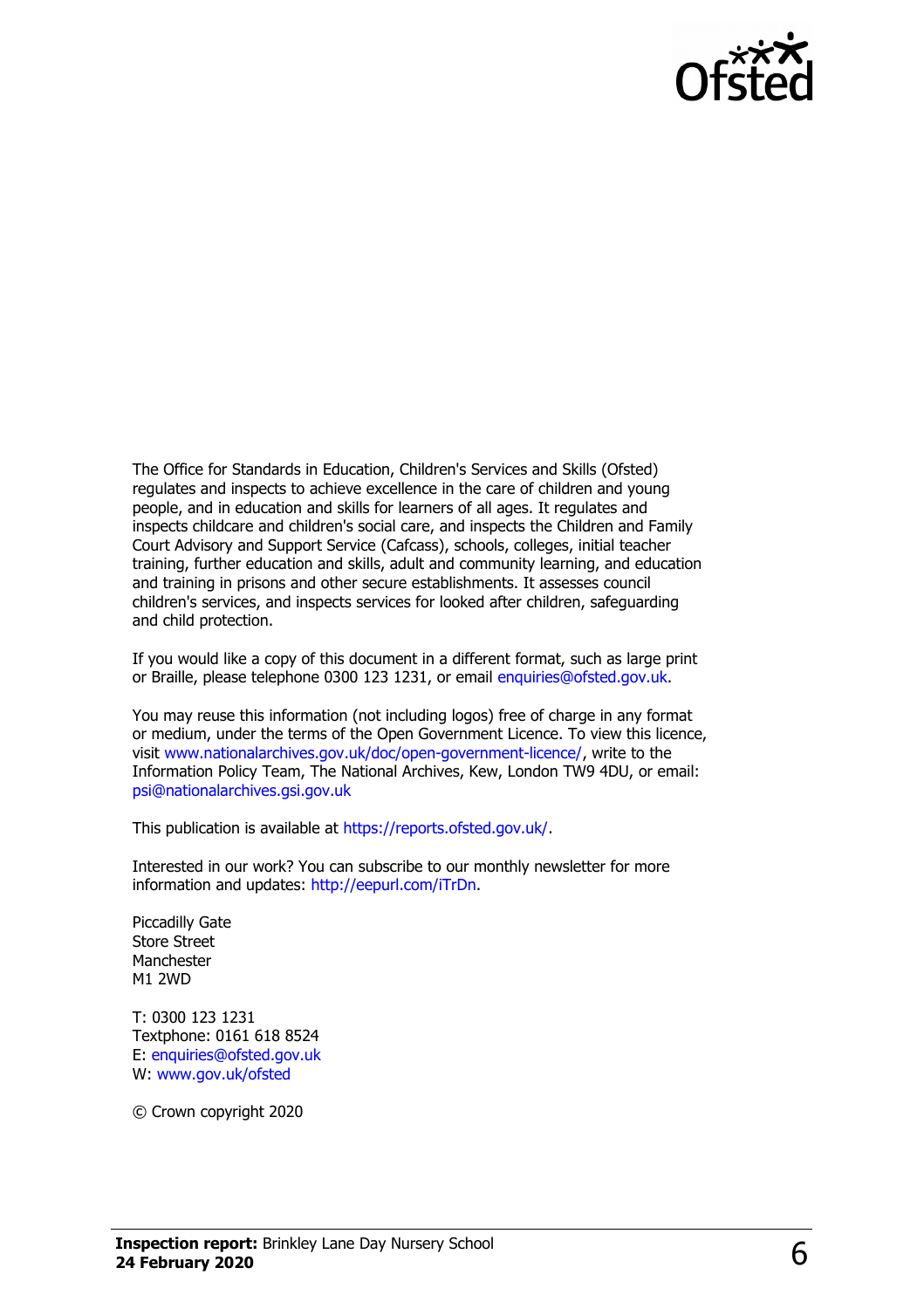The Office for Standards in Education, Children's Services and Skills (Ofsted) regulates and inspects to achieve excellence in the care of children and young people, and in education and skills for learners of all ages. It regulates and inspects childcare and children's social care, and inspects the Children and Family Court Advisory and Support Service (Cafcass), schools, colleges, initial teacher training, further education and skills, adult and community learning, and education and training in prisons and other secure establishments. It assesses council children's services, and inspects services for looked after children, safeguarding and child protection.

If you would like a copy of this document in a different format, such as large print or Braille, please telephone 0300 123 1231, or email enquiries@ofsted.gov.uk.

You may reuse this information (not including logos) free of charge in any format or medium, under the terms of the Open Government Licence. To view this licence, visit www.nationalarchives.gov.uk/doc/open-government-licence/, write to the Information Policy Team, The National Archives, Kew, London TW9 4DU, or email: psi@nationalarchives.gsi.gov.uk

This publication is available at https://reports.ofsted.gov.uk/.

Interested in our work? You can subscribe to our monthly newsletter for more information and updates: http://eepurl.com/iTrDn.

Piccadilly Gate
Store Street
Manchester
M1 2WD

T: 0300 123 1231
Textphone: 0161 618 8524
E: enquiries@ofsted.gov.uk
W: www.gov.uk/ofsted

© Crown copyright 2020